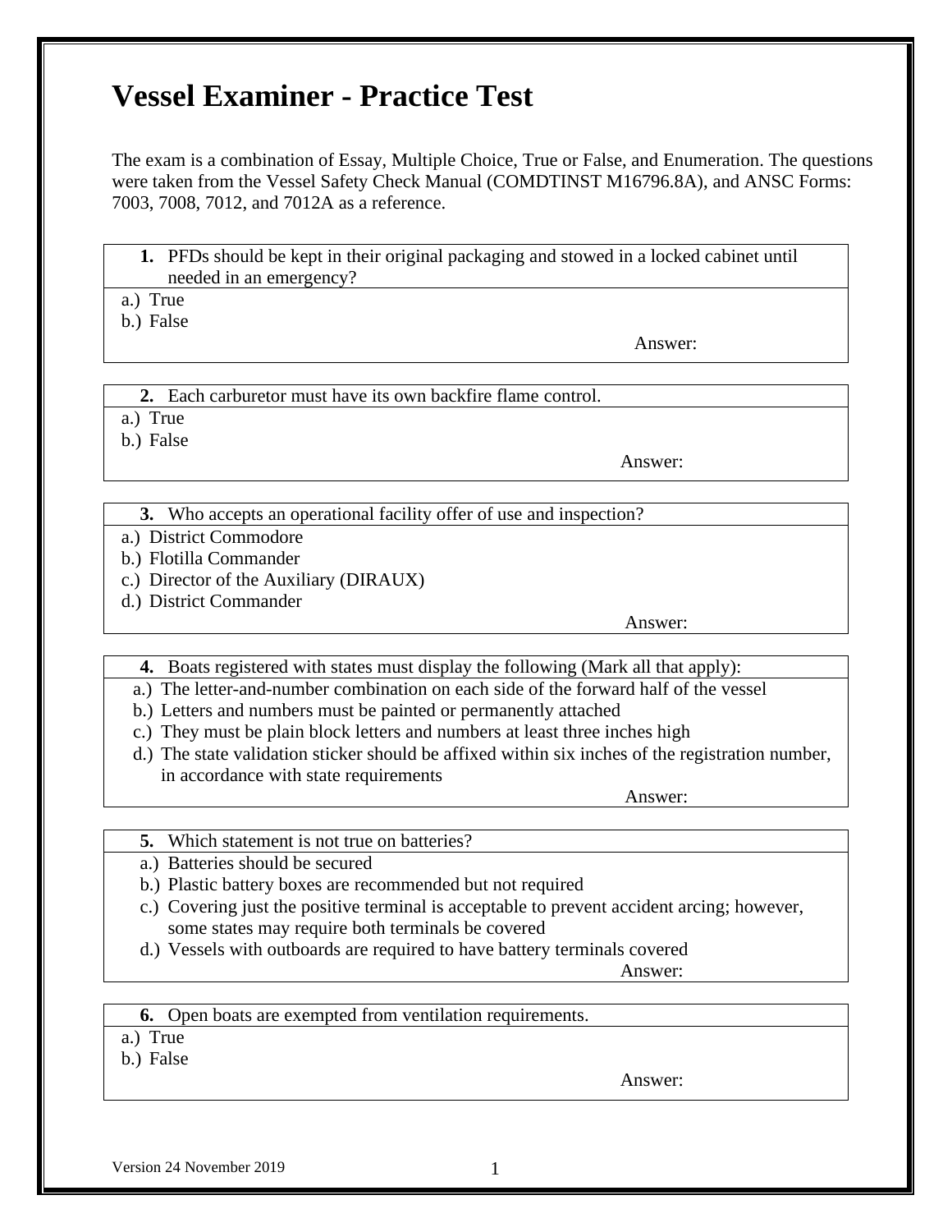# Vessel Examiner - Practice Test

The exam is a combination of Essay, Multiple Choice, True or False, and Enumeration. The questions were taken from the Vessel Safety Check Manual (COMDTINST M16796.8A), and ANSC Forms: 7003, 7008, 7012, and 7012A as a reference.

**1.** PFDs should be kept in their original packaging and stowed in a locked cabinet until needed in an emergency?

a.) True
b.) False

Answer:

**2.** Each carburetor must have its own backfire flame control.

a.) True
b.) False

Answer:

**3.** Who accepts an operational facility offer of use and inspection?

a.) District Commodore
b.) Flotilla Commander
c.) Director of the Auxiliary (DIRAUX)
d.) District Commander

Answer:

**4.** Boats registered with states must display the following (Mark all that apply):

a.) The letter-and-number combination on each side of the forward half of the vessel
b.) Letters and numbers must be painted or permanently attached
c.) They must be plain block letters and numbers at least three inches high
d.) The state validation sticker should be affixed within six inches of the registration number, in accordance with state requirements

Answer:

**5.** Which statement is not true on batteries?

a.) Batteries should be secured
b.) Plastic battery boxes are recommended but not required
c.) Covering just the positive terminal is acceptable to prevent accident arcing; however, some states may require both terminals be covered
d.) Vessels with outboards are required to have battery terminals covered

Answer:

**6.** Open boats are exempted from ventilation requirements.

a.) True
b.) False

Answer:

Version 24 November 2019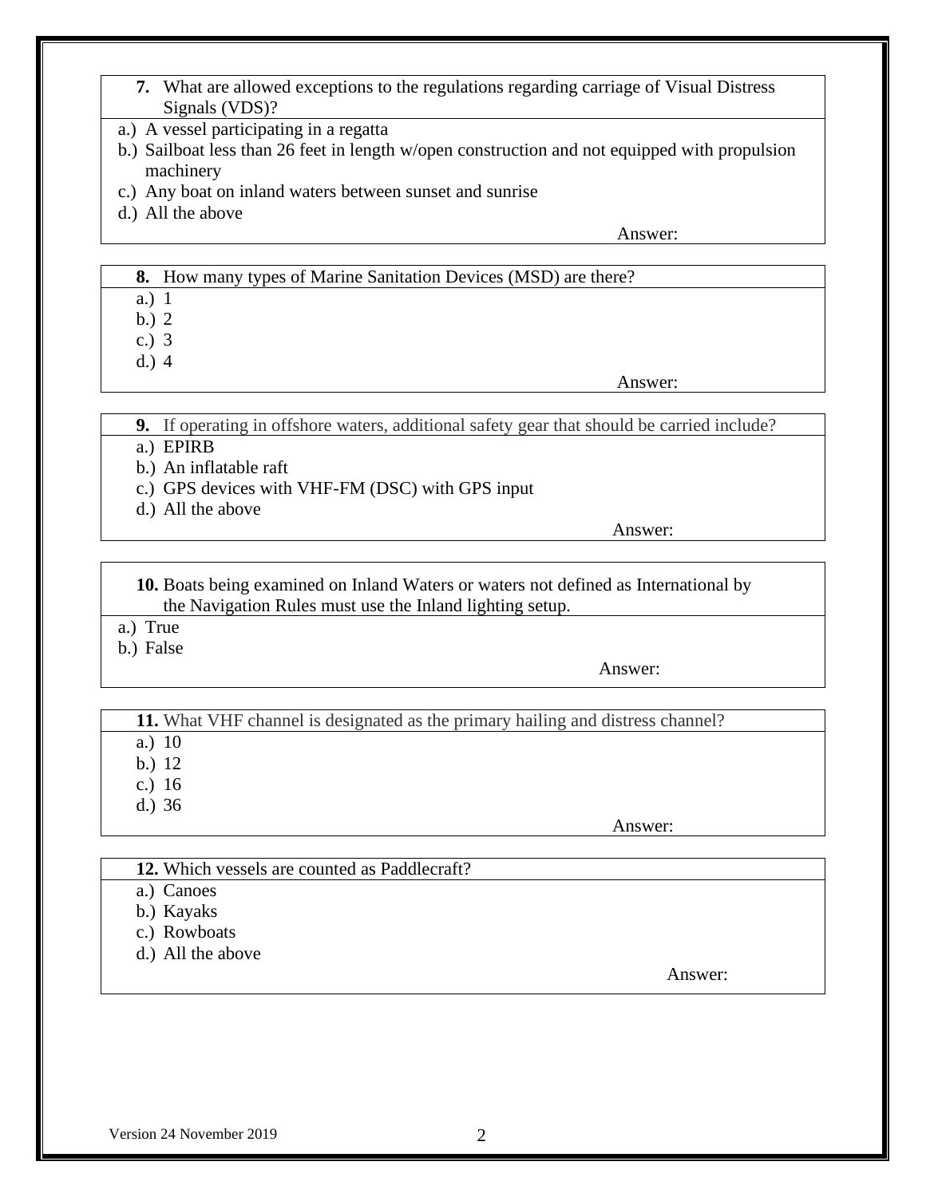**7.** What are allowed exceptions to the regulations regarding carriage of Visual Distress Signals (VDS)?

a.) A vessel participating in a regatta
b.) Sailboat less than 26 feet in length w/open construction and not equipped with propulsion machinery
c.) Any boat on inland waters between sunset and sunrise
d.) All the above

Answer:

**8.** How many types of Marine Sanitation Devices (MSD) are there?

a.) 1
b.) 2
c.) 3
d.) 4

Answer:

**9.** If operating in offshore waters, additional safety gear that should be carried include?

a.) EPIRB
b.) An inflatable raft
c.) GPS devices with VHF-FM (DSC) with GPS input
d.) All the above

Answer:

**10.** Boats being examined on Inland Waters or waters not defined as International by the Navigation Rules must use the Inland lighting setup.

a.) True
b.) False

Answer:

**11.** What VHF channel is designated as the primary hailing and distress channel?

a.) 10
b.) 12
c.) 16
d.) 36

Answer:

**12.** Which vessels are counted as Paddlecraft?

a.) Canoes
b.) Kayaks
c.) Rowboats
d.) All the above

Answer:

Version 24 November 2019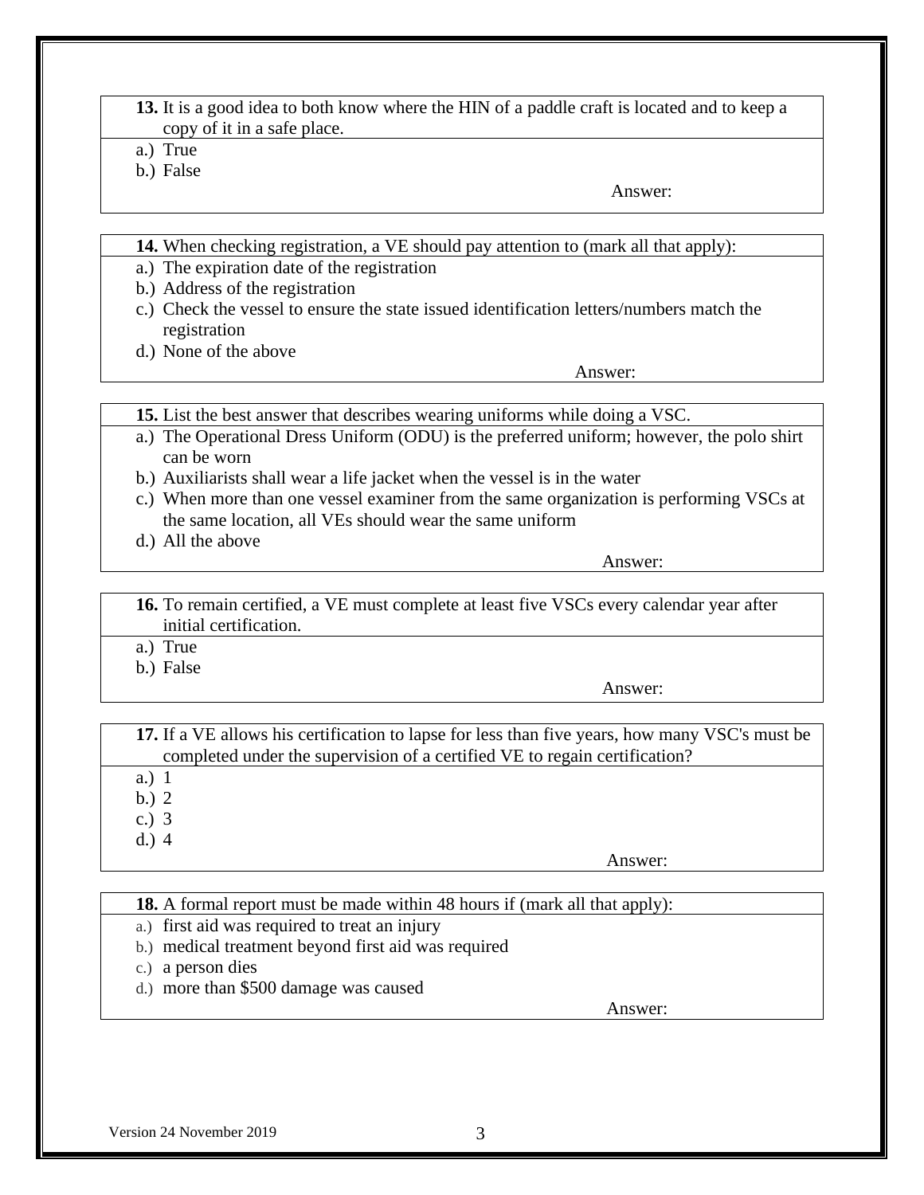**13.** It is a good idea to both know where the HIN of a paddle craft is located and to keep a copy of it in a safe place.

a.) True
b.) False

Answer:

**14.** When checking registration, a VE should pay attention to (mark all that apply):

a.) The expiration date of the registration
b.) Address of the registration
c.) Check the vessel to ensure the state issued identification letters/numbers match the registration
d.) None of the above

Answer:

**15.** List the best answer that describes wearing uniforms while doing a VSC.

a.) The Operational Dress Uniform (ODU) is the preferred uniform; however, the polo shirt can be worn
b.) Auxiliarists shall wear a life jacket when the vessel is in the water
c.) When more than one vessel examiner from the same organization is performing VSCs at the same location, all VEs should wear the same uniform
d.) All the above

Answer:

**16.** To remain certified, a VE must complete at least five VSCs every calendar year after initial certification.

a.) True
b.) False

Answer:

**17.** If a VE allows his certification to lapse for less than five years, how many VSC's must be completed under the supervision of a certified VE to regain certification?

a.) 1
b.) 2
c.) 3
d.) 4

Answer:

**18.** A formal report must be made within 48 hours if (mark all that apply):

a.) first aid was required to treat an injury
b.) medical treatment beyond first aid was required
c.) a person dies
d.) more than $500 damage was caused

Answer:

Version 24 November 2019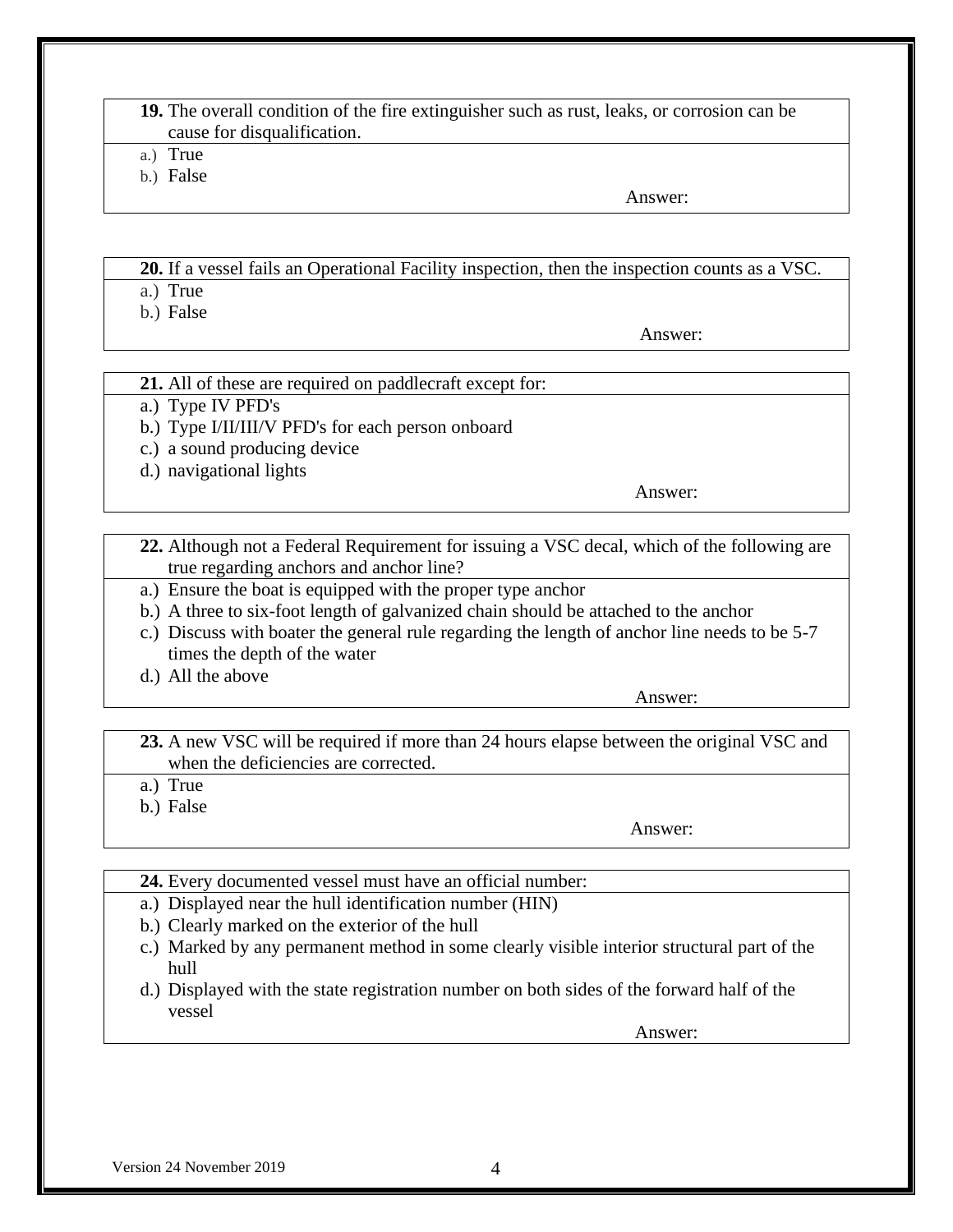**19.** The overall condition of the fire extinguisher such as rust, leaks, or corrosion can be cause for disqualification.

a.) True
b.) False

Answer:

**20.** If a vessel fails an Operational Facility inspection, then the inspection counts as a VSC.

a.) True
b.) False

Answer:

**21.** All of these are required on paddlecraft except for:

a.) Type IV PFD's
b.) Type I/II/III/V PFD's for each person onboard
c.) a sound producing device
d.) navigational lights

Answer:

**22.** Although not a Federal Requirement for issuing a VSC decal, which of the following are true regarding anchors and anchor line?

a.) Ensure the boat is equipped with the proper type anchor
b.) A three to six-foot length of galvanized chain should be attached to the anchor
c.) Discuss with boater the general rule regarding the length of anchor line needs to be 5-7 times the depth of the water
d.) All the above

Answer:

**23.** A new VSC will be required if more than 24 hours elapse between the original VSC and when the deficiencies are corrected.

a.) True
b.) False

Answer:

**24.** Every documented vessel must have an official number:

a.) Displayed near the hull identification number (HIN)
b.) Clearly marked on the exterior of the hull
c.) Marked by any permanent method in some clearly visible interior structural part of the hull
d.) Displayed with the state registration number on both sides of the forward half of the vessel

Answer:

Version 24 November 2019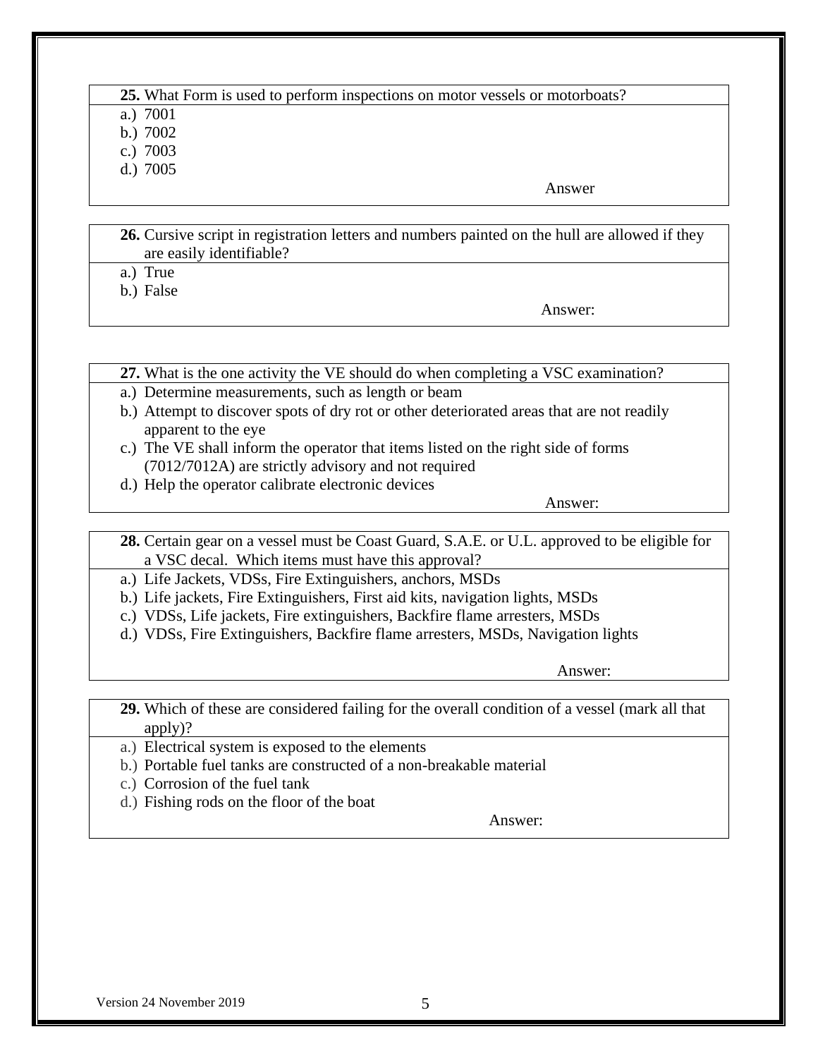**25.** What Form is used to perform inspections on motor vessels or motorboats?

a.) 7001
b.) 7002
c.) 7003
d.) 7005

Answer

**26.** Cursive script in registration letters and numbers painted on the hull are allowed if they are easily identifiable?

a.) True
b.) False

Answer:

**27.** What is the one activity the VE should do when completing a VSC examination?

a.) Determine measurements, such as length or beam
b.) Attempt to discover spots of dry rot or other deteriorated areas that are not readily apparent to the eye
c.) The VE shall inform the operator that items listed on the right side of forms (7012/7012A) are strictly advisory and not required
d.) Help the operator calibrate electronic devices

Answer:

**28.** Certain gear on a vessel must be Coast Guard, S.A.E. or U.L. approved to be eligible for a VSC decal. Which items must have this approval?

a.) Life Jackets, VDSs, Fire Extinguishers, anchors, MSDs
b.) Life jackets, Fire Extinguishers, First aid kits, navigation lights, MSDs
c.) VDSs, Life jackets, Fire extinguishers, Backfire flame arresters, MSDs
d.) VDSs, Fire Extinguishers, Backfire flame arresters, MSDs, Navigation lights

Answer:

**29.** Which of these are considered failing for the overall condition of a vessel (mark all that apply)?

a.) Electrical system is exposed to the elements
b.) Portable fuel tanks are constructed of a non-breakable material
c.) Corrosion of the fuel tank
d.) Fishing rods on the floor of the boat

Answer:

Version 24 November 2019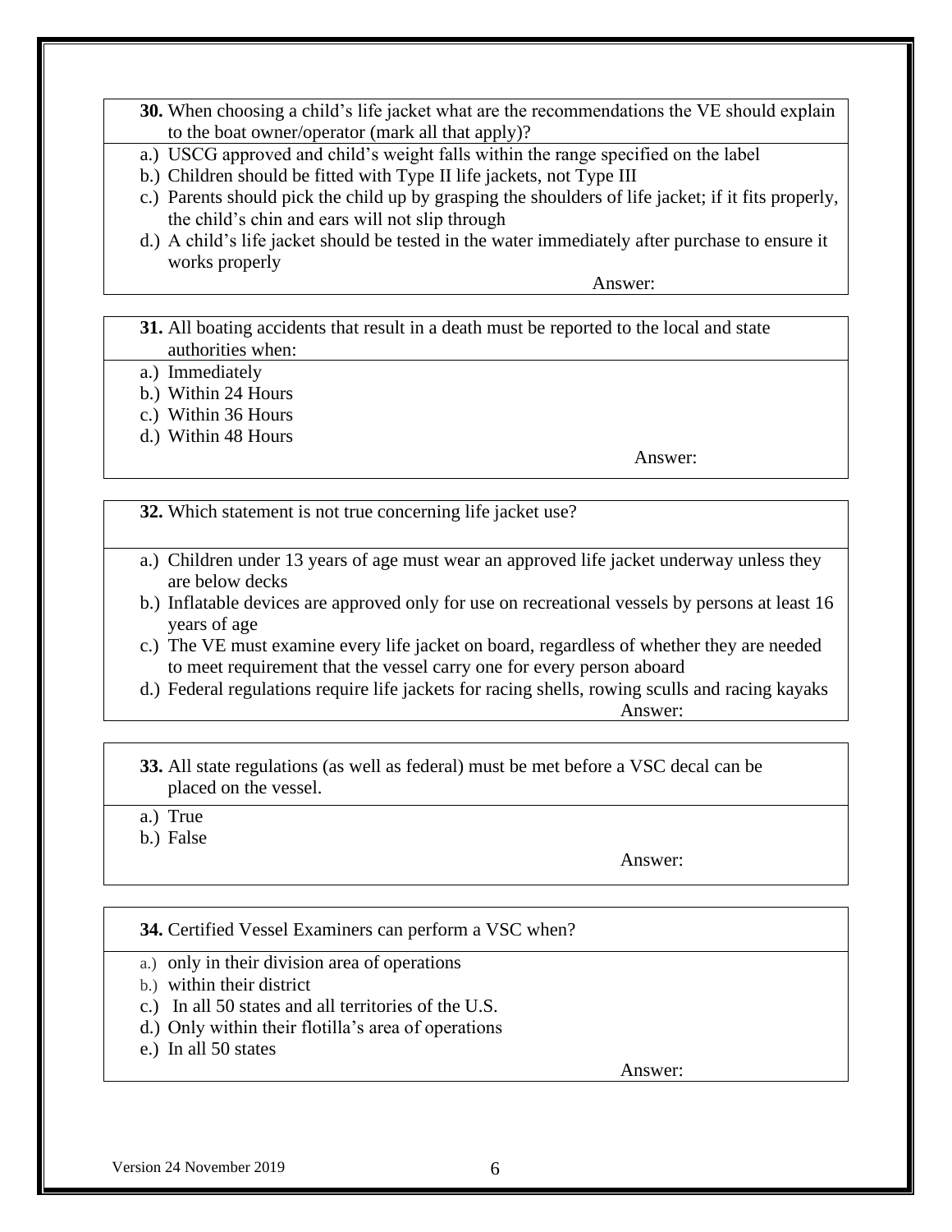**30.** When choosing a child's life jacket what are the recommendations the VE should explain to the boat owner/operator (mark all that apply)?

a.) USCG approved and child's weight falls within the range specified on the label
b.) Children should be fitted with Type II life jackets, not Type III
c.) Parents should pick the child up by grasping the shoulders of life jacket; if it fits properly, the child's chin and ears will not slip through
d.) A child's life jacket should be tested in the water immediately after purchase to ensure it works properly

Answer:

**31.** All boating accidents that result in a death must be reported to the local and state authorities when:

a.) Immediately
b.) Within 24 Hours
c.) Within 36 Hours
d.) Within 48 Hours

Answer:

**32.** Which statement is not true concerning life jacket use?

a.) Children under 13 years of age must wear an approved life jacket underway unless they are below decks
b.) Inflatable devices are approved only for use on recreational vessels by persons at least 16 years of age
c.) The VE must examine every life jacket on board, regardless of whether they are needed to meet requirement that the vessel carry one for every person aboard
d.) Federal regulations require life jackets for racing shells, rowing sculls and racing kayaks

Answer:

**33.** All state regulations (as well as federal) must be met before a VSC decal can be placed on the vessel.

a.) True
b.) False

Answer:

**34.** Certified Vessel Examiners can perform a VSC when?

a.) only in their division area of operations
b.) within their district
c.) In all 50 states and all territories of the U.S.
d.) Only within their flotilla's area of operations
e.) In all 50 states

Answer:

Version 24 November 2019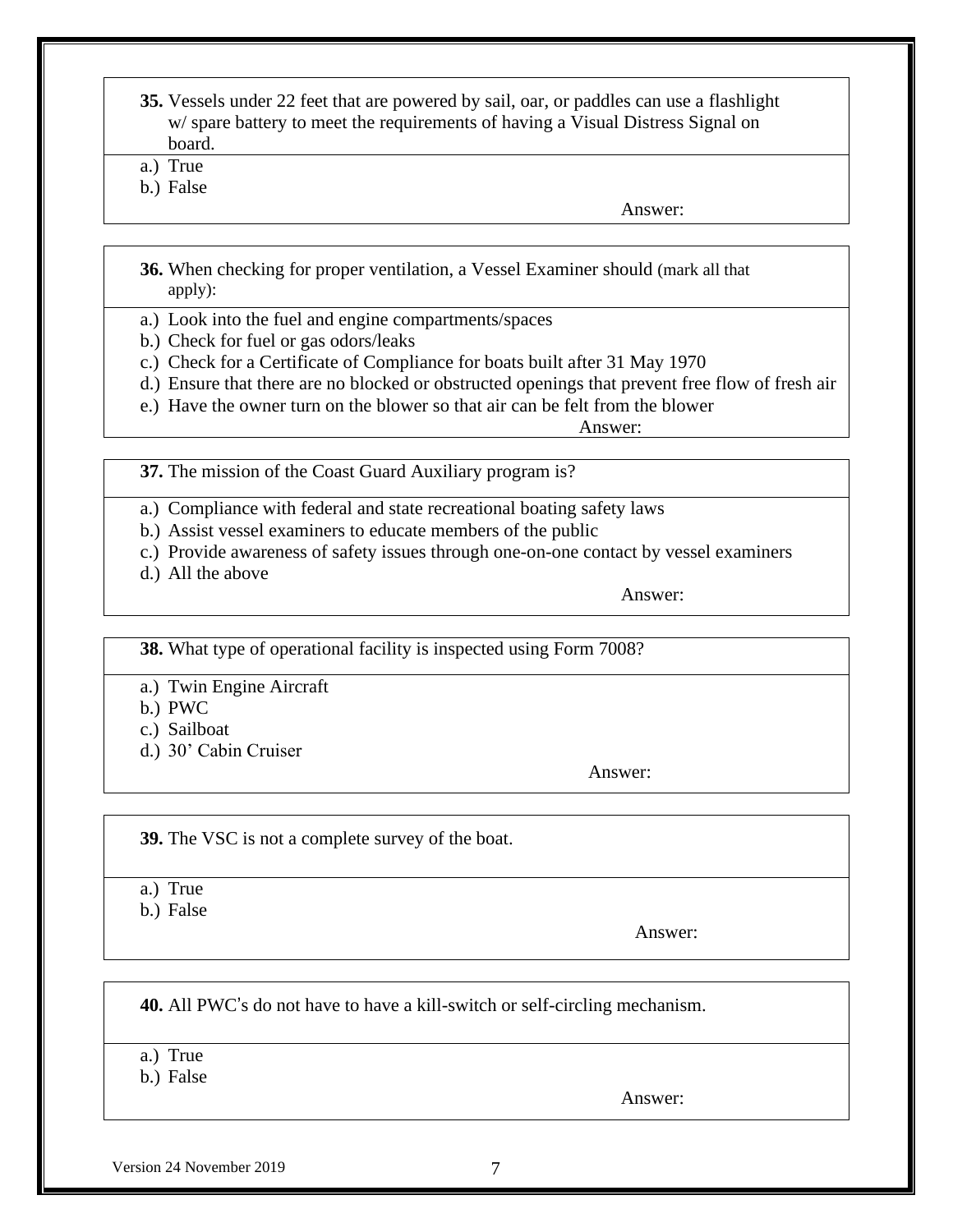**35.** Vessels under 22 feet that are powered by sail, oar, or paddles can use a flashlight w/ spare battery to meet the requirements of having a Visual Distress Signal on board.

a.) True
b.) False

Answer:

**36.** When checking for proper ventilation, a Vessel Examiner should (mark all that apply):

a.) Look into the fuel and engine compartments/spaces
b.) Check for fuel or gas odors/leaks
c.) Check for a Certificate of Compliance for boats built after 31 May 1970
d.) Ensure that there are no blocked or obstructed openings that prevent free flow of fresh air
e.) Have the owner turn on the blower so that air can be felt from the blower

Answer:

**37.** The mission of the Coast Guard Auxiliary program is?

a.) Compliance with federal and state recreational boating safety laws
b.) Assist vessel examiners to educate members of the public
c.) Provide awareness of safety issues through one-on-one contact by vessel examiners
d.) All the above

Answer:

**38.** What type of operational facility is inspected using Form 7008?

a.) Twin Engine Aircraft
b.) PWC
c.) Sailboat
d.) 30' Cabin Cruiser

Answer:

**39.** The VSC is not a complete survey of the boat.

a.) True
b.) False

Answer:

**40.** All PWC's do not have to have a kill-switch or self-circling mechanism.

a.) True
b.) False

Answer:

Version 24 November 2019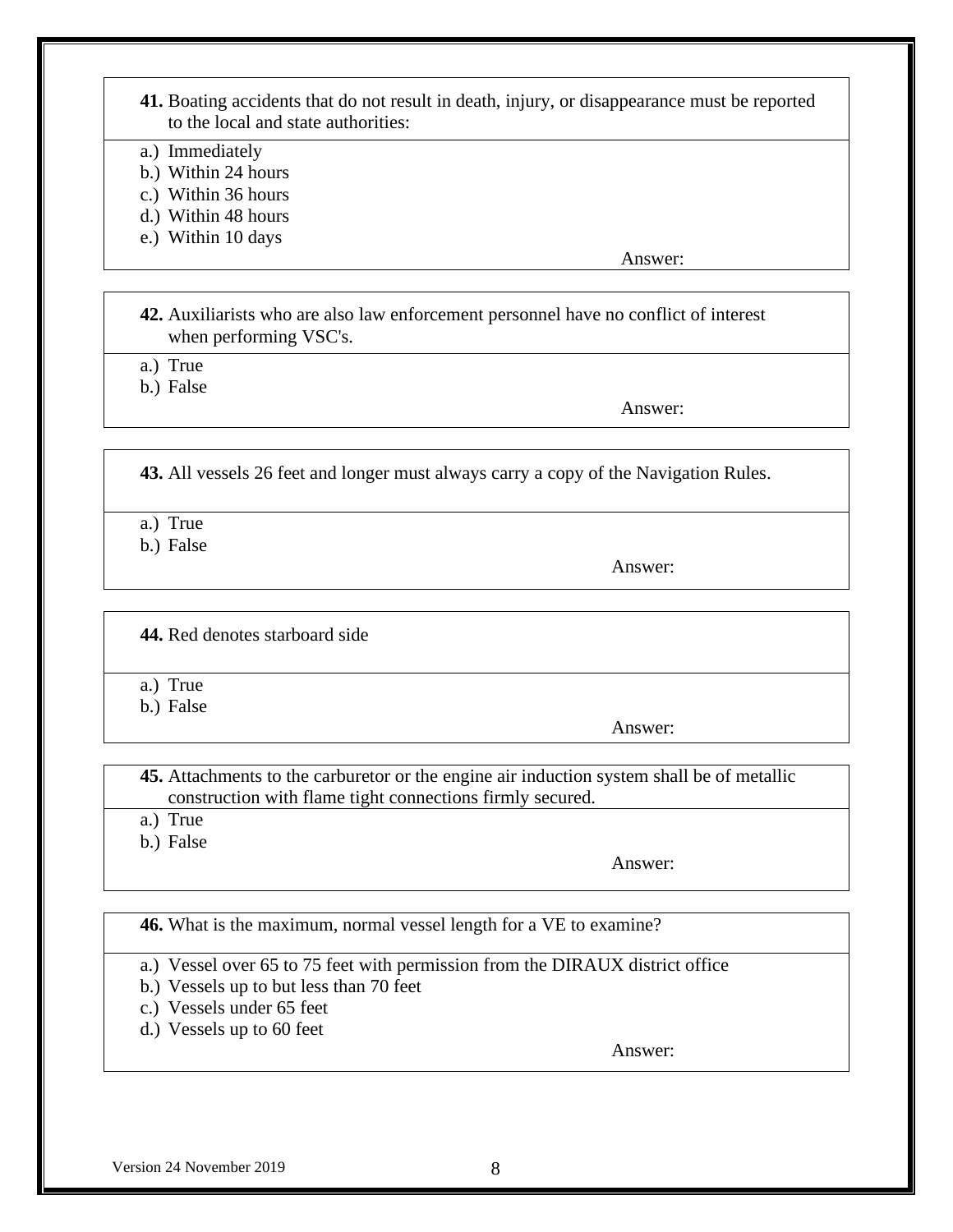**41.** Boating accidents that do not result in death, injury, or disappearance must be reported to the local and state authorities:

a.) Immediately
b.) Within 24 hours
c.) Within 36 hours
d.) Within 48 hours
e.) Within 10 days

Answer:

**42.** Auxiliarists who are also law enforcement personnel have no conflict of interest when performing VSC's.

a.) True
b.) False

Answer:

**43.** All vessels 26 feet and longer must always carry a copy of the Navigation Rules.

a.) True
b.) False

Answer:

**44.** Red denotes starboard side

a.) True
b.) False

Answer:

**45.** Attachments to the carburetor or the engine air induction system shall be of metallic construction with flame tight connections firmly secured.

a.) True
b.) False

Answer:

**46.** What is the maximum, normal vessel length for a VE to examine?

a.) Vessel over 65 to 75 feet with permission from the DIRAUX district office
b.) Vessels up to but less than 70 feet
c.) Vessels under 65 feet
d.) Vessels up to 60 feet

Answer:

Version 24 November 2019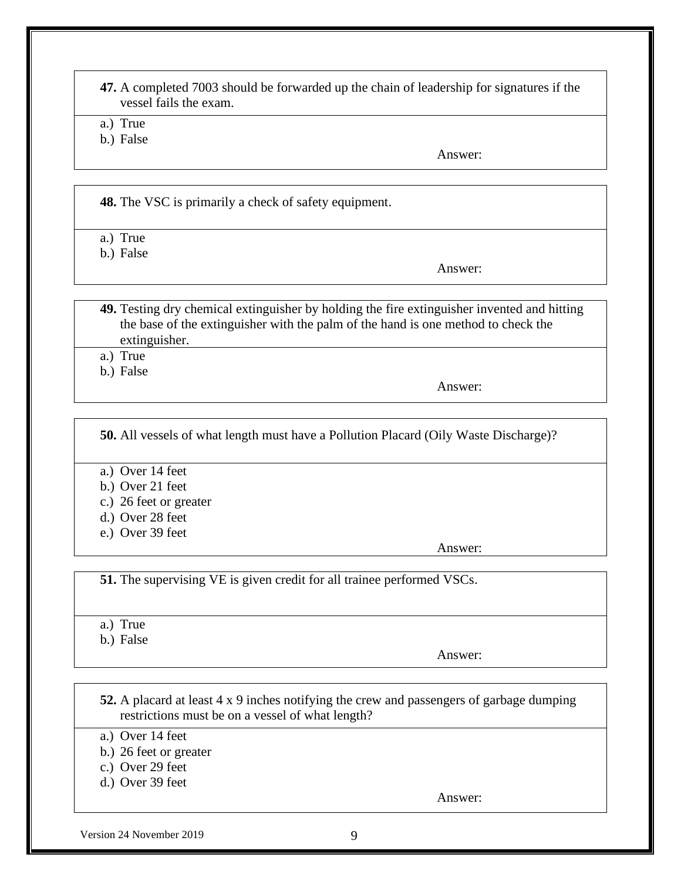**47.** A completed 7003 should be forwarded up the chain of leadership for signatures if the vessel fails the exam.

a.) True
b.) False

Answer:

**48.** The VSC is primarily a check of safety equipment.

a.) True
b.) False

Answer:

**49.** Testing dry chemical extinguisher by holding the fire extinguisher invented and hitting the base of the extinguisher with the palm of the hand is one method to check the extinguisher.

a.) True
b.) False

Answer:

**50.** All vessels of what length must have a Pollution Placard (Oily Waste Discharge)?

a.) Over 14 feet
b.) Over 21 feet
c.) 26 feet or greater
d.) Over 28 feet
e.) Over 39 feet

Answer:

**51.** The supervising VE is given credit for all trainee performed VSCs.

a.) True
b.) False

Answer:

**52.** A placard at least 4 x 9 inches notifying the crew and passengers of garbage dumping restrictions must be on a vessel of what length?

a.) Over 14 feet
b.) 26 feet or greater
c.) Over 29 feet
d.) Over 39 feet

Answer:

Version 24 November 2019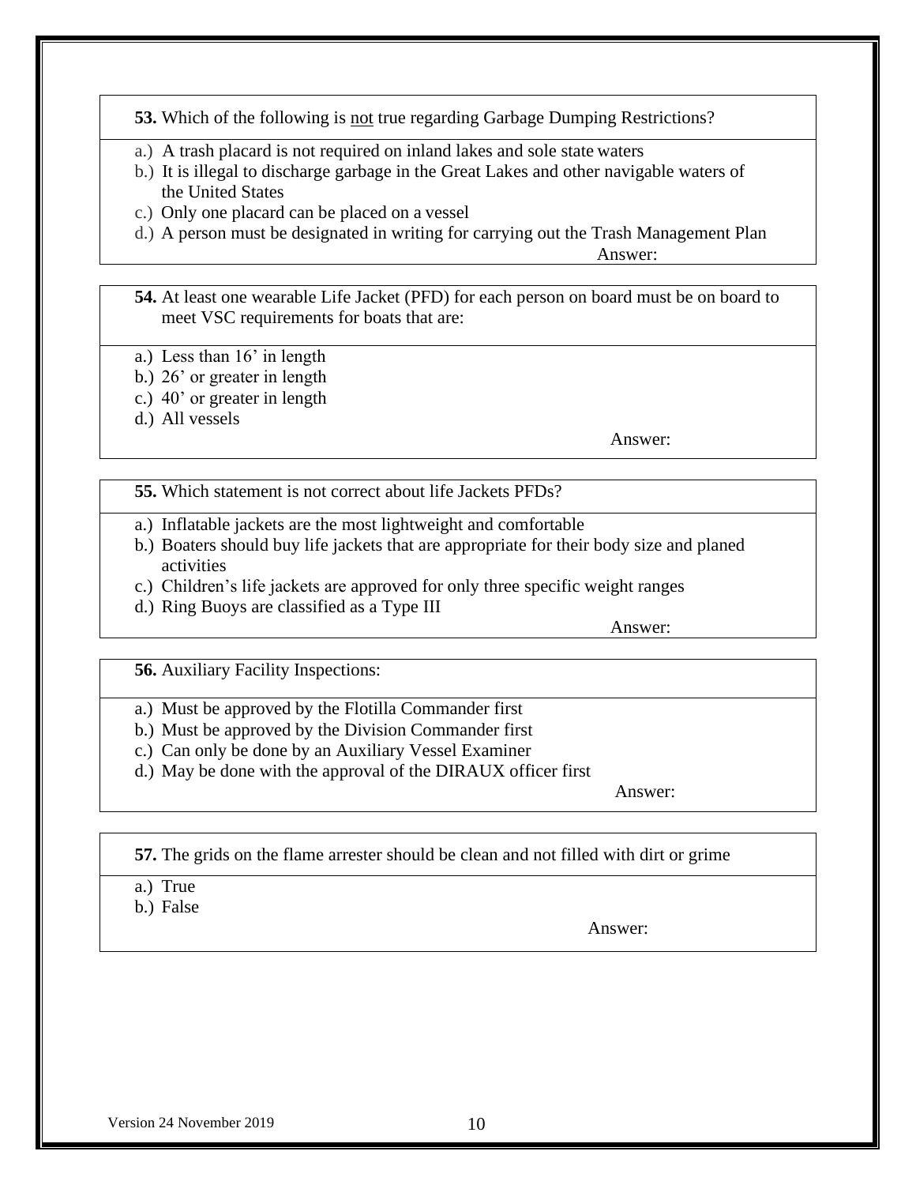**53.** Which of the following is <u>not</u> true regarding Garbage Dumping Restrictions?

a.) A trash placard is not required on inland lakes and sole state waters
b.) It is illegal to discharge garbage in the Great Lakes and other navigable waters of the United States
c.) Only one placard can be placed on a vessel
d.) A person must be designated in writing for carrying out the Trash Management Plan

Answer:

**54.** At least one wearable Life Jacket (PFD) for each person on board must be on board to meet VSC requirements for boats that are:

a.) Less than 16' in length
b.) 26' or greater in length
c.) 40' or greater in length
d.) All vessels

Answer:

**55.** Which statement is not correct about life Jackets PFDs?

a.) Inflatable jackets are the most lightweight and comfortable
b.) Boaters should buy life jackets that are appropriate for their body size and planed activities
c.) Children's life jackets are approved for only three specific weight ranges
d.) Ring Buoys are classified as a Type III

Answer:

**56.** Auxiliary Facility Inspections:

a.) Must be approved by the Flotilla Commander first
b.) Must be approved by the Division Commander first
c.) Can only be done by an Auxiliary Vessel Examiner
d.) May be done with the approval of the DIRAUX officer first

Answer:

**57.** The grids on the flame arrester should be clean and not filled with dirt or grime

a.) True
b.) False

Answer:

Version 24 November 2019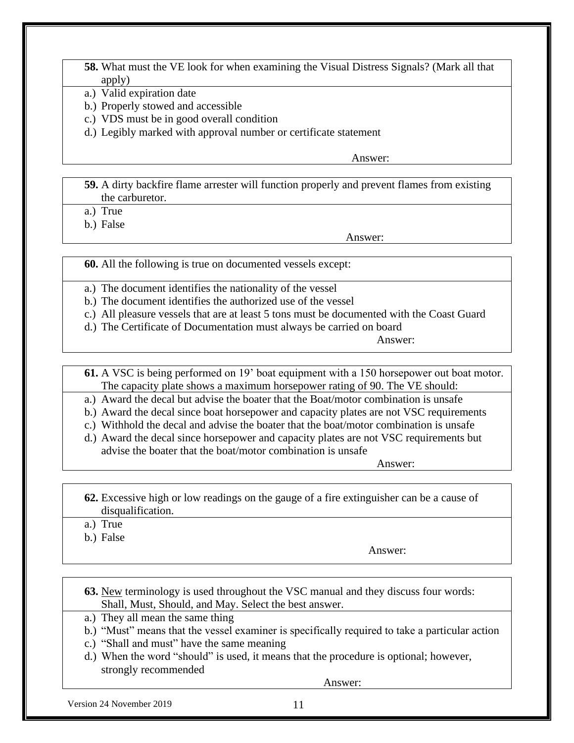**58.** What must the VE look for when examining the Visual Distress Signals? (Mark all that apply)

a.) Valid expiration date
b.) Properly stowed and accessible
c.) VDS must be in good overall condition
d.) Legibly marked with approval number or certificate statement

Answer:

**59.** A dirty backfire flame arrester will function properly and prevent flames from existing the carburetor.

a.) True
b.) False

Answer:

**60.** All the following is true on documented vessels except:

a.) The document identifies the nationality of the vessel
b.) The document identifies the authorized use of the vessel
c.) All pleasure vessels that are at least 5 tons must be documented with the Coast Guard
d.) The Certificate of Documentation must always be carried on board

Answer:

**61.** A VSC is being performed on 19' boat equipment with a 150 horsepower out boat motor. The capacity plate shows a maximum horsepower rating of 90. The VE should:

a.) Award the decal but advise the boater that the Boat/motor combination is unsafe
b.) Award the decal since boat horsepower and capacity plates are not VSC requirements
c.) Withhold the decal and advise the boater that the boat/motor combination is unsafe
d.) Award the decal since horsepower and capacity plates are not VSC requirements but advise the boater that the boat/motor combination is unsafe

Answer:

**62.** Excessive high or low readings on the gauge of a fire extinguisher can be a cause of disqualification.

a.) True
b.) False

Answer:

**63.** <u>New</u> terminology is used throughout the VSC manual and they discuss four words: Shall, Must, Should, and May. Select the best answer.

a.) They all mean the same thing
b.) "Must" means that the vessel examiner is specifically required to take a particular action
c.) "Shall and must" have the same meaning
d.) When the word "should" is used, it means that the procedure is optional; however, strongly recommended

Answer:

Version 24 November 2019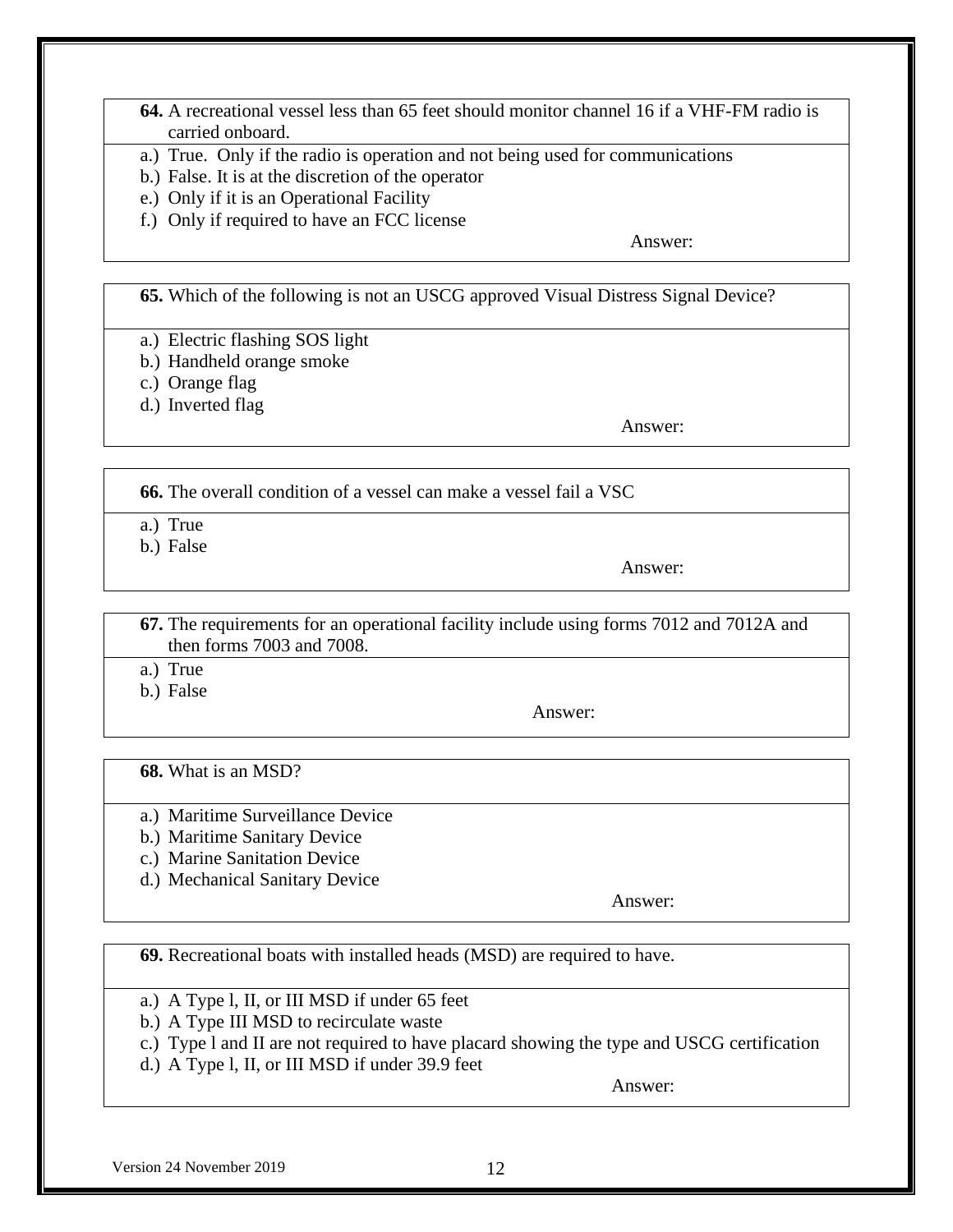**64.** A recreational vessel less than 65 feet should monitor channel 16 if a VHF-FM radio is carried onboard.

a.) True. Only if the radio is operation and not being used for communications
b.) False. It is at the discretion of the operator
e.) Only if it is an Operational Facility
f.) Only if required to have an FCC license

Answer:

**65.** Which of the following is not an USCG approved Visual Distress Signal Device?

a.) Electric flashing SOS light
b.) Handheld orange smoke
c.) Orange flag
d.) Inverted flag

Answer:

**66.** The overall condition of a vessel can make a vessel fail a VSC

a.) True
b.) False

Answer:

**67.** The requirements for an operational facility include using forms 7012 and 7012A and then forms 7003 and 7008.

a.) True
b.) False

Answer:

**68.** What is an MSD?

a.) Maritime Surveillance Device
b.) Maritime Sanitary Device
c.) Marine Sanitation Device
d.) Mechanical Sanitary Device

Answer:

**69.** Recreational boats with installed heads (MSD) are required to have.

a.) A Type l, II, or III MSD if under 65 feet
b.) A Type III MSD to recirculate waste
c.) Type l and II are not required to have placard showing the type and USCG certification
d.) A Type l, II, or III MSD if under 39.9 feet

Answer:

Version 24 November 2019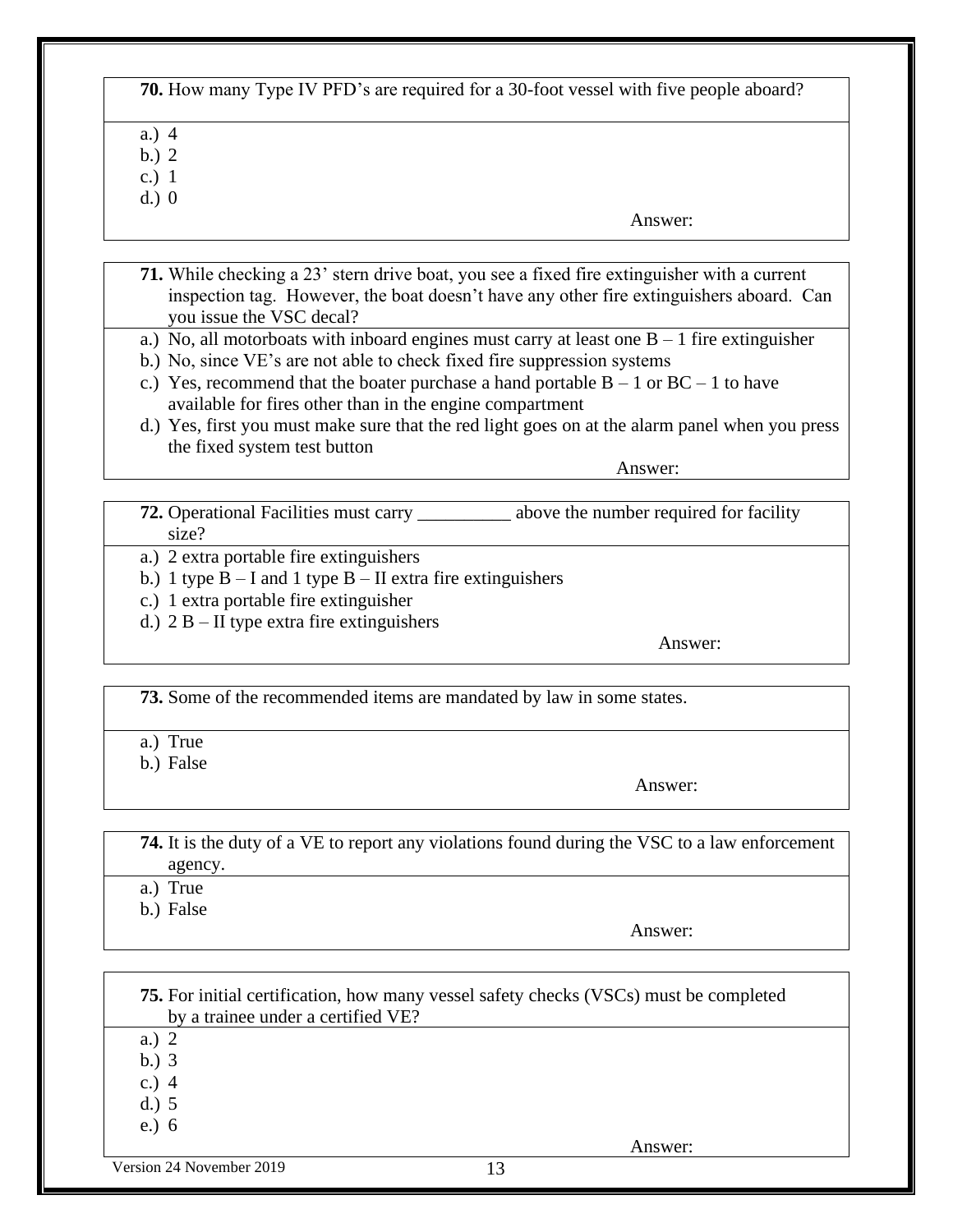**70.** How many Type IV PFD's are required for a 30-foot vessel with five people aboard?

a.) 4
b.) 2
c.) 1
d.) 0

Answer:

**71.** While checking a 23' stern drive boat, you see a fixed fire extinguisher with a current inspection tag. However, the boat doesn't have any other fire extinguishers aboard. Can you issue the VSC decal?

a.) No, all motorboats with inboard engines must carry at least one B – 1 fire extinguisher
b.) No, since VE's are not able to check fixed fire suppression systems
c.) Yes, recommend that the boater purchase a hand portable B – 1 or BC – 1 to have available for fires other than in the engine compartment
d.) Yes, first you must make sure that the red light goes on at the alarm panel when you press the fixed system test button

Answer:

**72.** Operational Facilities must carry __________ above the number required for facility size?

a.) 2 extra portable fire extinguishers
b.) 1 type B – I and 1 type B – II extra fire extinguishers
c.) 1 extra portable fire extinguisher
d.) 2 B – II type extra fire extinguishers

Answer:

**73.** Some of the recommended items are mandated by law in some states.

a.) True
b.) False

Answer:

**74.** It is the duty of a VE to report any violations found during the VSC to a law enforcement agency.

a.) True
b.) False

Answer:

**75.** For initial certification, how many vessel safety checks (VSCs) must be completed by a trainee under a certified VE?

a.) 2
b.) 3
c.) 4
d.) 5
e.) 6

Answer:

Version 24 November 2019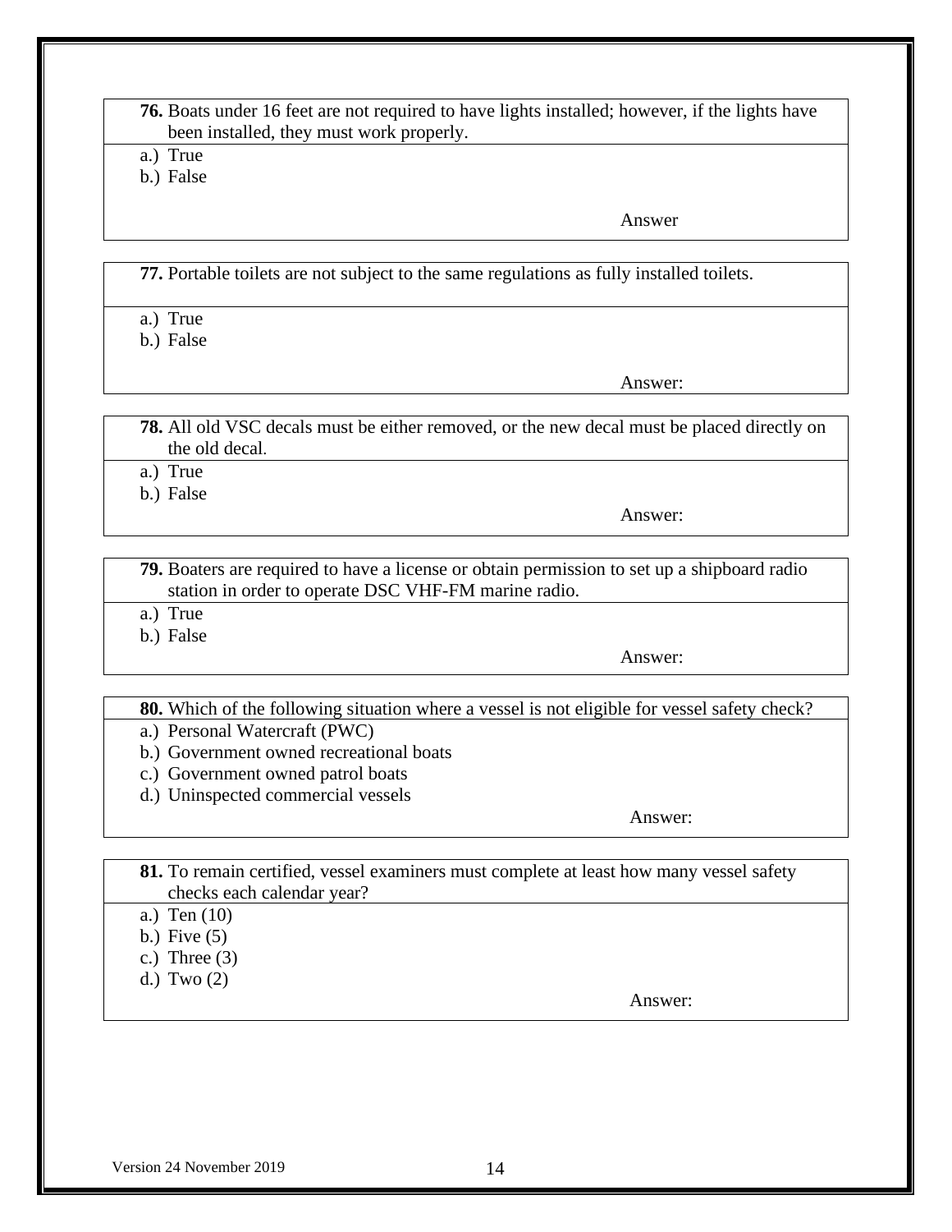**76.** Boats under 16 feet are not required to have lights installed; however, if the lights have been installed, they must work properly.

a.) True
b.) False

Answer

**77.** Portable toilets are not subject to the same regulations as fully installed toilets.

a.) True
b.) False

Answer:

**78.** All old VSC decals must be either removed, or the new decal must be placed directly on the old decal.

a.) True
b.) False

Answer:

**79.** Boaters are required to have a license or obtain permission to set up a shipboard radio station in order to operate DSC VHF-FM marine radio.

a.) True
b.) False

Answer:

**80.** Which of the following situation where a vessel is not eligible for vessel safety check?

a.) Personal Watercraft (PWC)
b.) Government owned recreational boats
c.) Government owned patrol boats
d.) Uninspected commercial vessels

Answer:

**81.** To remain certified, vessel examiners must complete at least how many vessel safety checks each calendar year?

a.) Ten (10)
b.) Five (5)
c.) Three (3)
d.) Two (2)

Answer:

Version 24 November 2019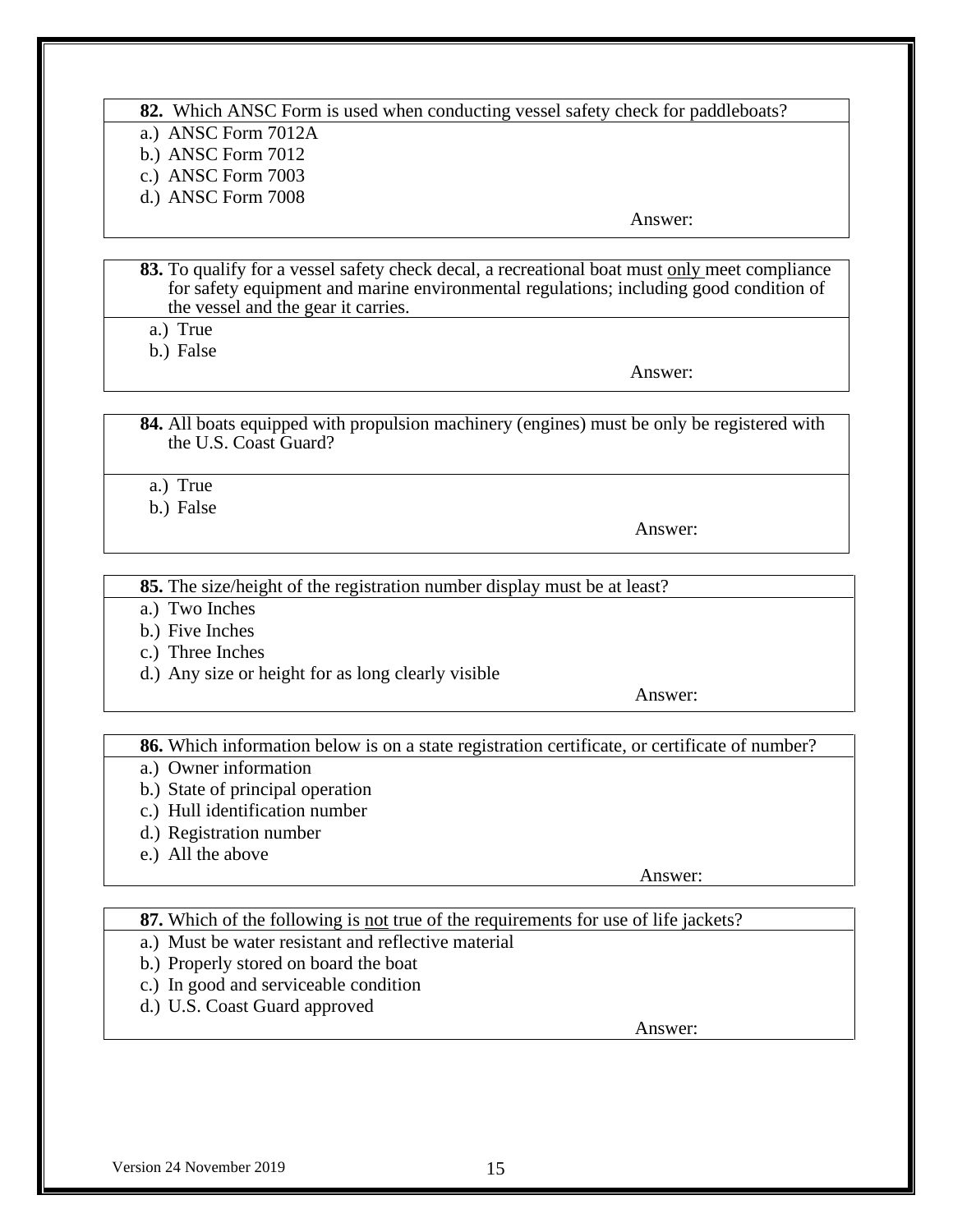**82.** Which ANSC Form is used when conducting vessel safety check for paddleboats?

a.) ANSC Form 7012A
b.) ANSC Form 7012
c.) ANSC Form 7003
d.) ANSC Form 7008

Answer:

**83.** To qualify for a vessel safety check decal, a recreational boat must <u>only</u> meet compliance for safety equipment and marine environmental regulations; including good condition of the vessel and the gear it carries.

a.) True
b.) False

Answer:

**84.** All boats equipped with propulsion machinery (engines) must be only be registered with the U.S. Coast Guard?

a.) True
b.) False

Answer:

**85.** The size/height of the registration number display must be at least?

a.) Two Inches
b.) Five Inches
c.) Three Inches
d.) Any size or height for as long clearly visible

Answer:

**86.** Which information below is on a state registration certificate, or certificate of number?

a.) Owner information
b.) State of principal operation
c.) Hull identification number
d.) Registration number
e.) All the above

Answer:

**87.** Which of the following is <u>not</u> true of the requirements for use of life jackets?

a.) Must be water resistant and reflective material
b.) Properly stored on board the boat
c.) In good and serviceable condition
d.) U.S. Coast Guard approved

Answer:

Version 24 November 2019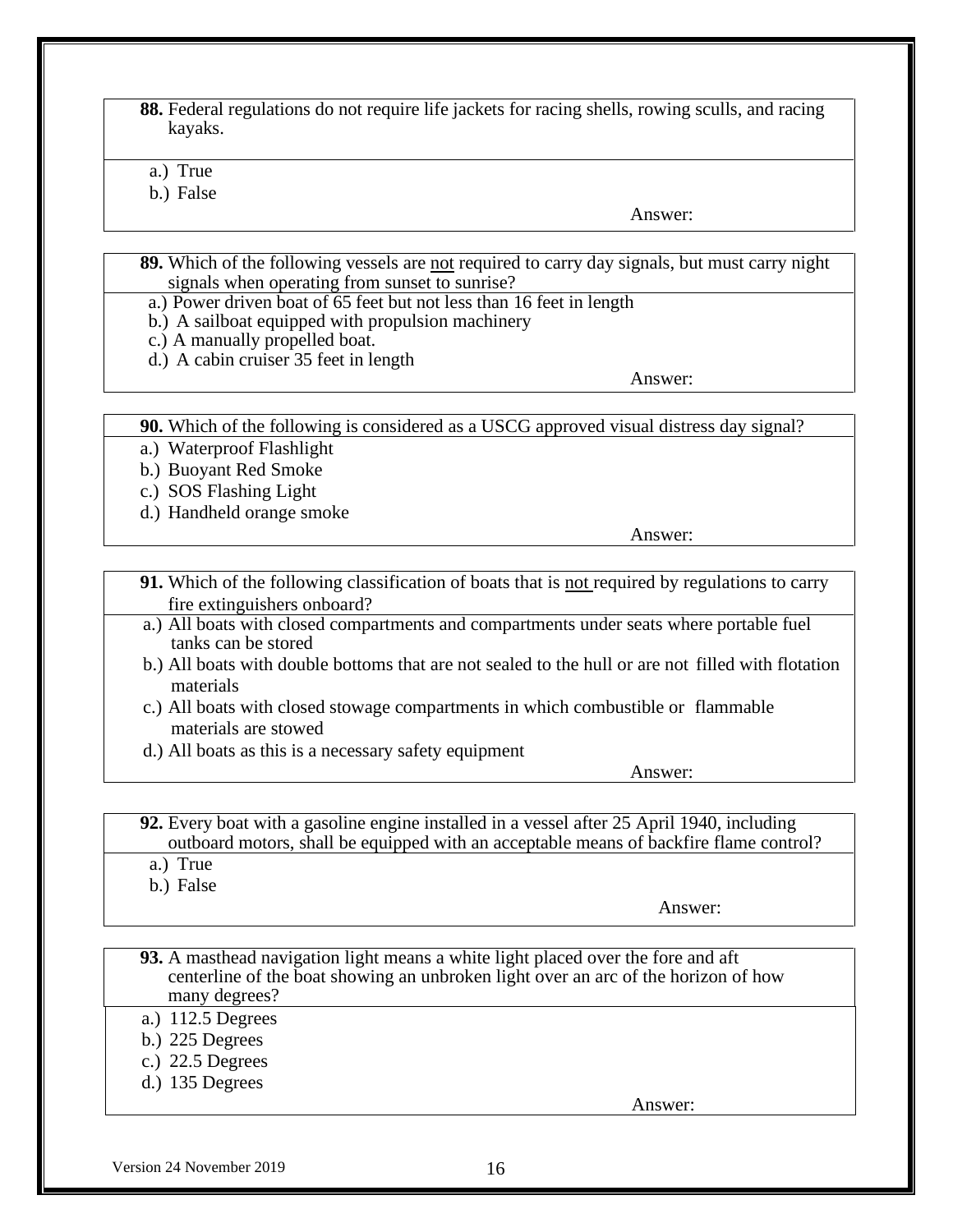**88.** Federal regulations do not require life jackets for racing shells, rowing sculls, and racing kayaks.

a.) True
b.) False

Answer:

**89.** Which of the following vessels are <u>not</u> required to carry day signals, but must carry night signals when operating from sunset to sunrise?

a.) Power driven boat of 65 feet but not less than 16 feet in length
b.) A sailboat equipped with propulsion machinery
c.) A manually propelled boat.
d.) A cabin cruiser 35 feet in length

Answer:

**90.** Which of the following is considered as a USCG approved visual distress day signal?

a.) Waterproof Flashlight
b.) Buoyant Red Smoke
c.) SOS Flashing Light
d.) Handheld orange smoke

Answer:

**91.** Which of the following classification of boats that is <u>not</u> required by regulations to carry fire extinguishers onboard?

a.) All boats with closed compartments and compartments under seats where portable fuel tanks can be stored
b.) All boats with double bottoms that are not sealed to the hull or are not filled with flotation materials
c.) All boats with closed stowage compartments in which combustible or flammable materials are stowed
d.) All boats as this is a necessary safety equipment

Answer:

**92.** Every boat with a gasoline engine installed in a vessel after 25 April 1940, including outboard motors, shall be equipped with an acceptable means of backfire flame control?

a.) True
b.) False

Answer:

**93.** A masthead navigation light means a white light placed over the fore and aft centerline of the boat showing an unbroken light over an arc of the horizon of how many degrees?

a.) 112.5 Degrees
b.) 225 Degrees
c.) 22.5 Degrees
d.) 135 Degrees

Answer:

Version 24 November 2019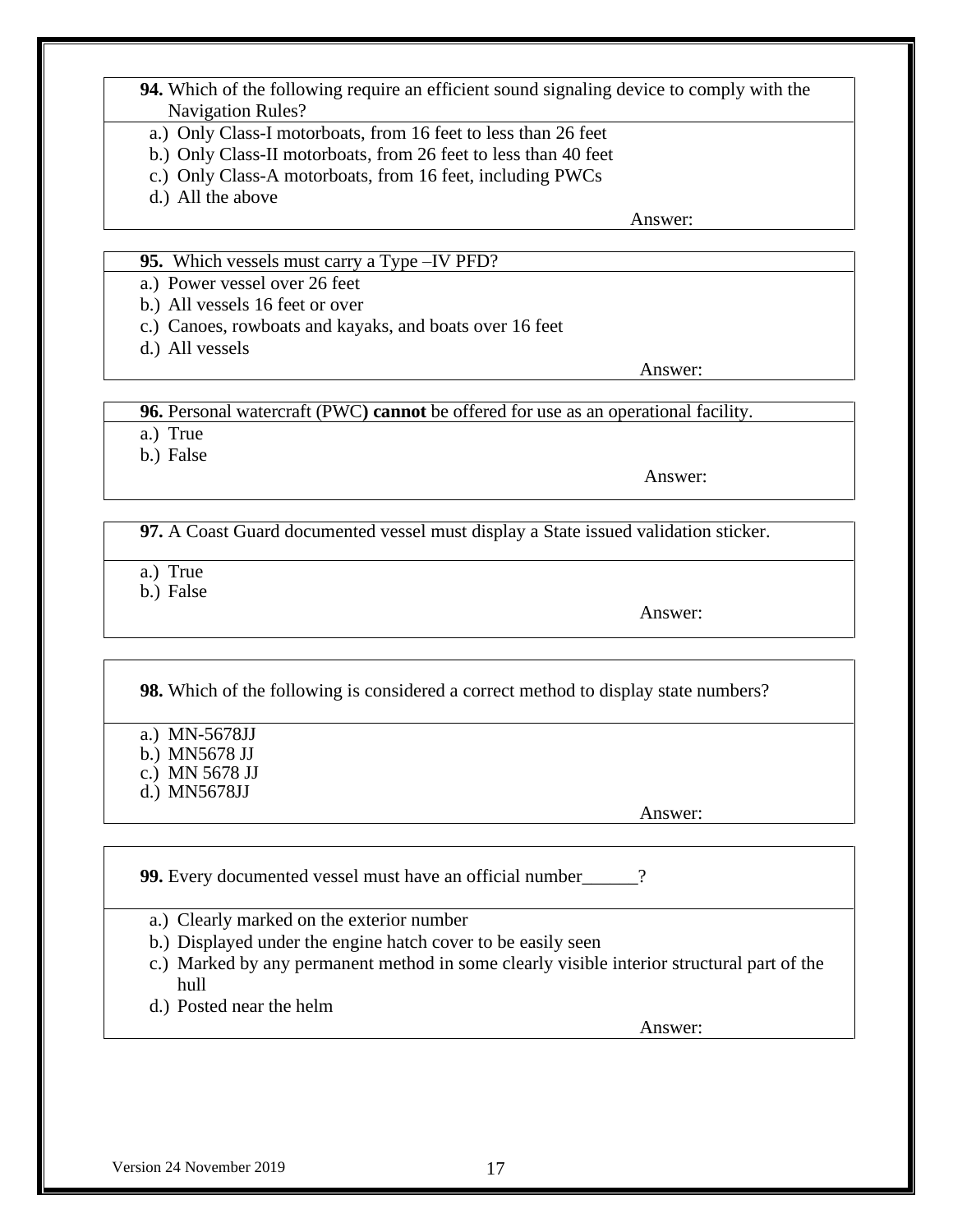**94.** Which of the following require an efficient sound signaling device to comply with the Navigation Rules?

a.) Only Class-I motorboats, from 16 feet to less than 26 feet
b.) Only Class-II motorboats, from 26 feet to less than 40 feet
c.) Only Class-A motorboats, from 16 feet, including PWCs
d.) All the above

Answer:

**95.** Which vessels must carry a Type –IV PFD?

a.) Power vessel over 26 feet
b.) All vessels 16 feet or over
c.) Canoes, rowboats and kayaks, and boats over 16 feet
d.) All vessels

Answer:

**96.** Personal watercraft (PWC**) cannot** be offered for use as an operational facility.

a.) True
b.) False

Answer:

**97.** A Coast Guard documented vessel must display a State issued validation sticker.

a.) True
b.) False

Answer:

**98.** Which of the following is considered a correct method to display state numbers?

a.) MN-5678JJ
b.) MN5678 JJ
c.) MN 5678 JJ
d.) MN5678JJ

Answer:

**99.** Every documented vessel must have an official number______?

a.) Clearly marked on the exterior number
b.) Displayed under the engine hatch cover to be easily seen
c.) Marked by any permanent method in some clearly visible interior structural part of the hull
d.) Posted near the helm

Answer:

Version 24 November 2019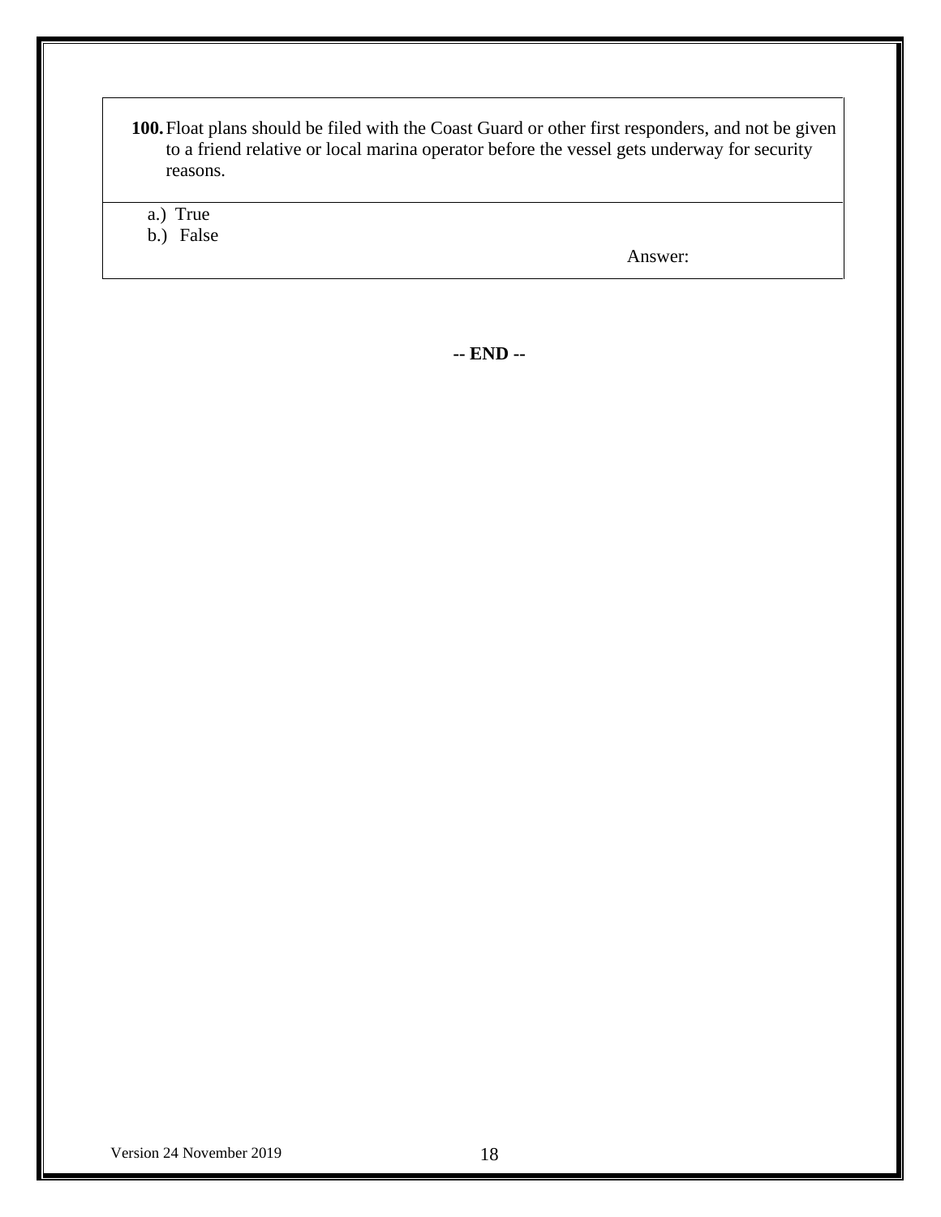**100.** Float plans should be filed with the Coast Guard or other first responders, and not be given to a friend relative or local marina operator before the vessel gets underway for security reasons.

a.) True
b.) False

Answer:

**-- END --**

Version 24 November 2019